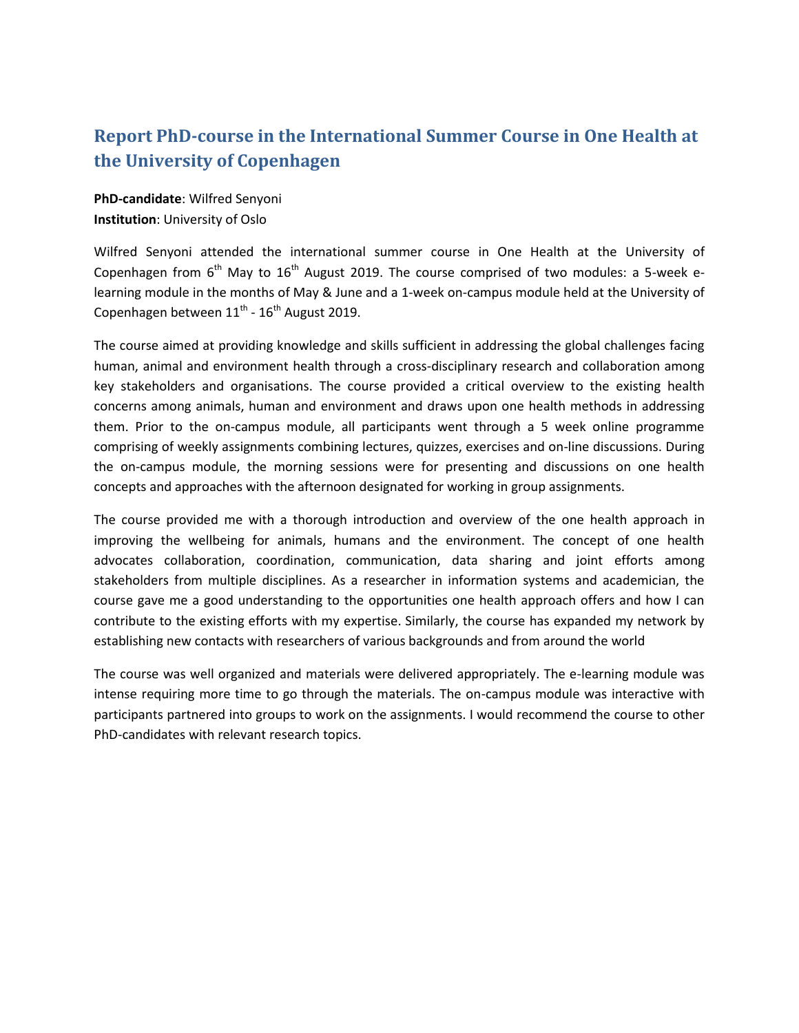# Report PhD-course in the International Summer Course in One Health at the University of Copenhagen

**PhD-candidate**: Wilfred Senyoni
**Institution**: University of Oslo

Wilfred Senyoni attended the international summer course in One Health at the University of Copenhagen from 6th May to 16th August 2019. The course comprised of two modules: a 5-week e-learning module in the months of May & June and a 1-week on-campus module held at the University of Copenhagen between 11th - 16th August 2019.

The course aimed at providing knowledge and skills sufficient in addressing the global challenges facing human, animal and environment health through a cross-disciplinary research and collaboration among key stakeholders and organisations. The course provided a critical overview to the existing health concerns among animals, human and environment and draws upon one health methods in addressing them. Prior to the on-campus module, all participants went through a 5 week online programme comprising of weekly assignments combining lectures, quizzes, exercises and on-line discussions. During the on-campus module, the morning sessions were for presenting and discussions on one health concepts and approaches with the afternoon designated for working in group assignments.

The course provided me with a thorough introduction and overview of the one health approach in improving the wellbeing for animals, humans and the environment. The concept of one health advocates collaboration, coordination, communication, data sharing and joint efforts among stakeholders from multiple disciplines. As a researcher in information systems and academician, the course gave me a good understanding to the opportunities one health approach offers and how I can contribute to the existing efforts with my expertise. Similarly, the course has expanded my network by establishing new contacts with researchers of various backgrounds and from around the world

The course was well organized and materials were delivered appropriately. The e-learning module was intense requiring more time to go through the materials. The on-campus module was interactive with participants partnered into groups to work on the assignments. I would recommend the course to other PhD-candidates with relevant research topics.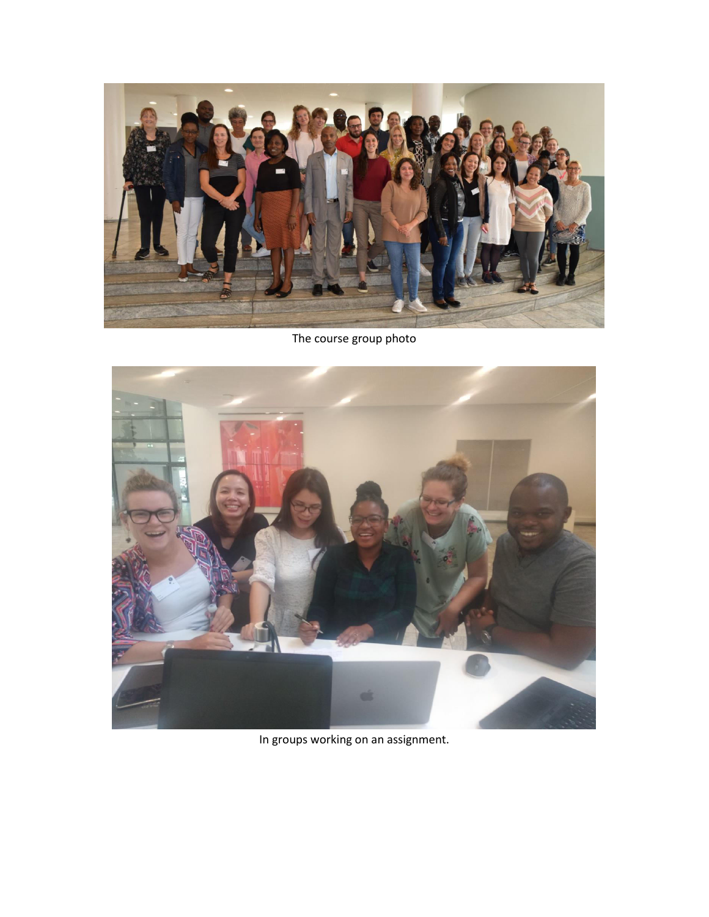The course group photo

In groups working on an assignment.